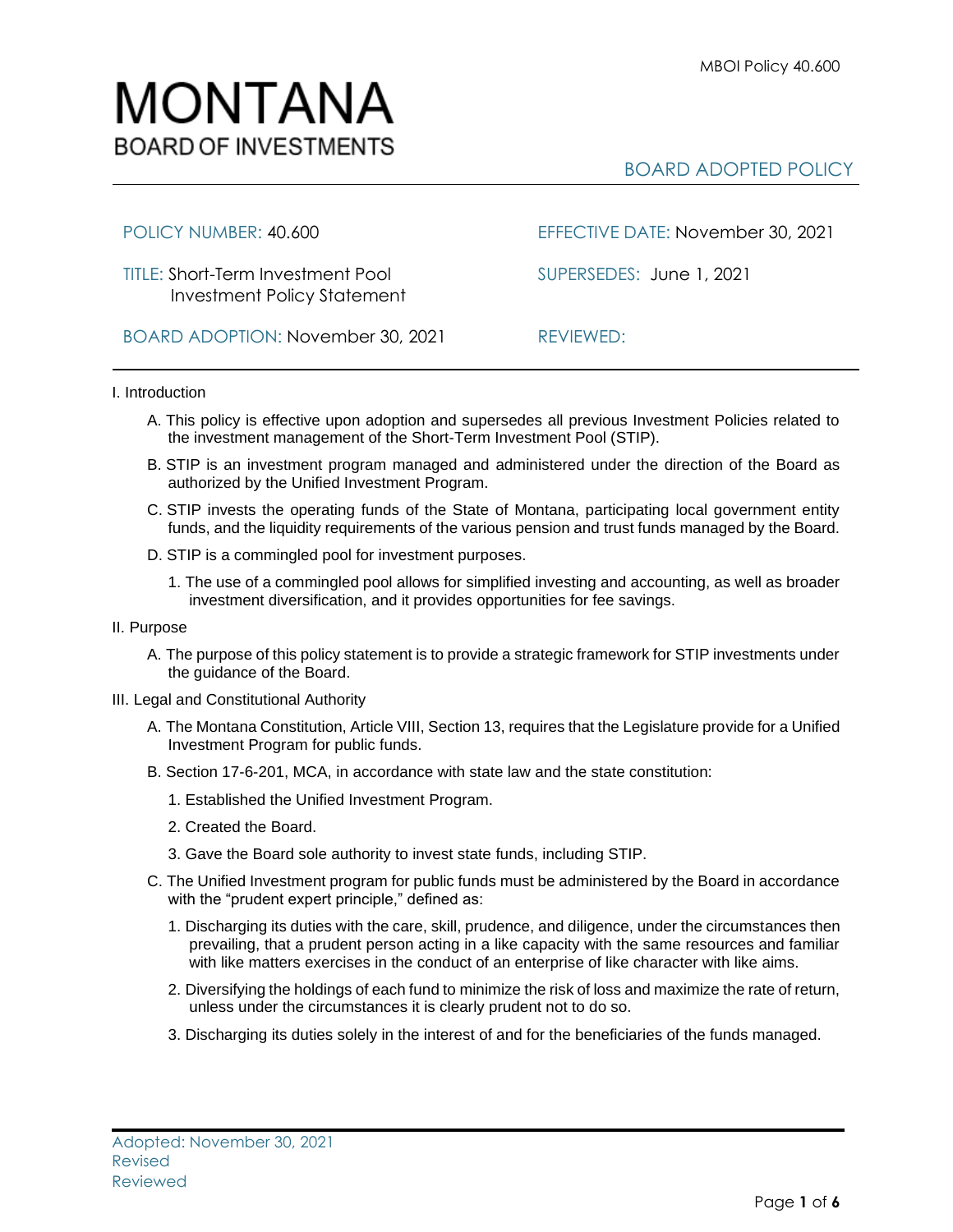# MONTANA
## BOARD OF INVESTMENTS

BOARD ADOPTED POLICY

| | |
|---|---|
| POLICY NUMBER: 40.600 | EFFECTIVE DATE: November 30, 2021 |
| TITLE: Short-Term Investment Pool Investment Policy Statement | SUPERSEDES: June 1, 2021 |
| BOARD ADOPTION: November 30, 2021 | REVIEWED: |

I. Introduction

A. This policy is effective upon adoption and supersedes all previous Investment Policies related to the investment management of the Short-Term Investment Pool (STIP).

B. STIP is an investment program managed and administered under the direction of the Board as authorized by the Unified Investment Program.

C. STIP invests the operating funds of the State of Montana, participating local government entity funds, and the liquidity requirements of the various pension and trust funds managed by the Board.

D. STIP is a commingled pool for investment purposes.

1. The use of a commingled pool allows for simplified investing and accounting, as well as broader investment diversification, and it provides opportunities for fee savings.

II. Purpose

A. The purpose of this policy statement is to provide a strategic framework for STIP investments under the guidance of the Board.

III. Legal and Constitutional Authority

A. The Montana Constitution, Article VIII, Section 13, requires that the Legislature provide for a Unified Investment Program for public funds.

B. Section 17-6-201, MCA, in accordance with state law and the state constitution:

1. Established the Unified Investment Program.

2. Created the Board.

3. Gave the Board sole authority to invest state funds, including STIP.

C. The Unified Investment program for public funds must be administered by the Board in accordance with the "prudent expert principle," defined as:

1. Discharging its duties with the care, skill, prudence, and diligence, under the circumstances then prevailing, that a prudent person acting in a like capacity with the same resources and familiar with like matters exercises in the conduct of an enterprise of like character with like aims.

2. Diversifying the holdings of each fund to minimize the risk of loss and maximize the rate of return, unless under the circumstances it is clearly prudent not to do so.

3. Discharging its duties solely in the interest of and for the beneficiaries of the funds managed.

Adopted: November 30, 2021
Revised
Reviewed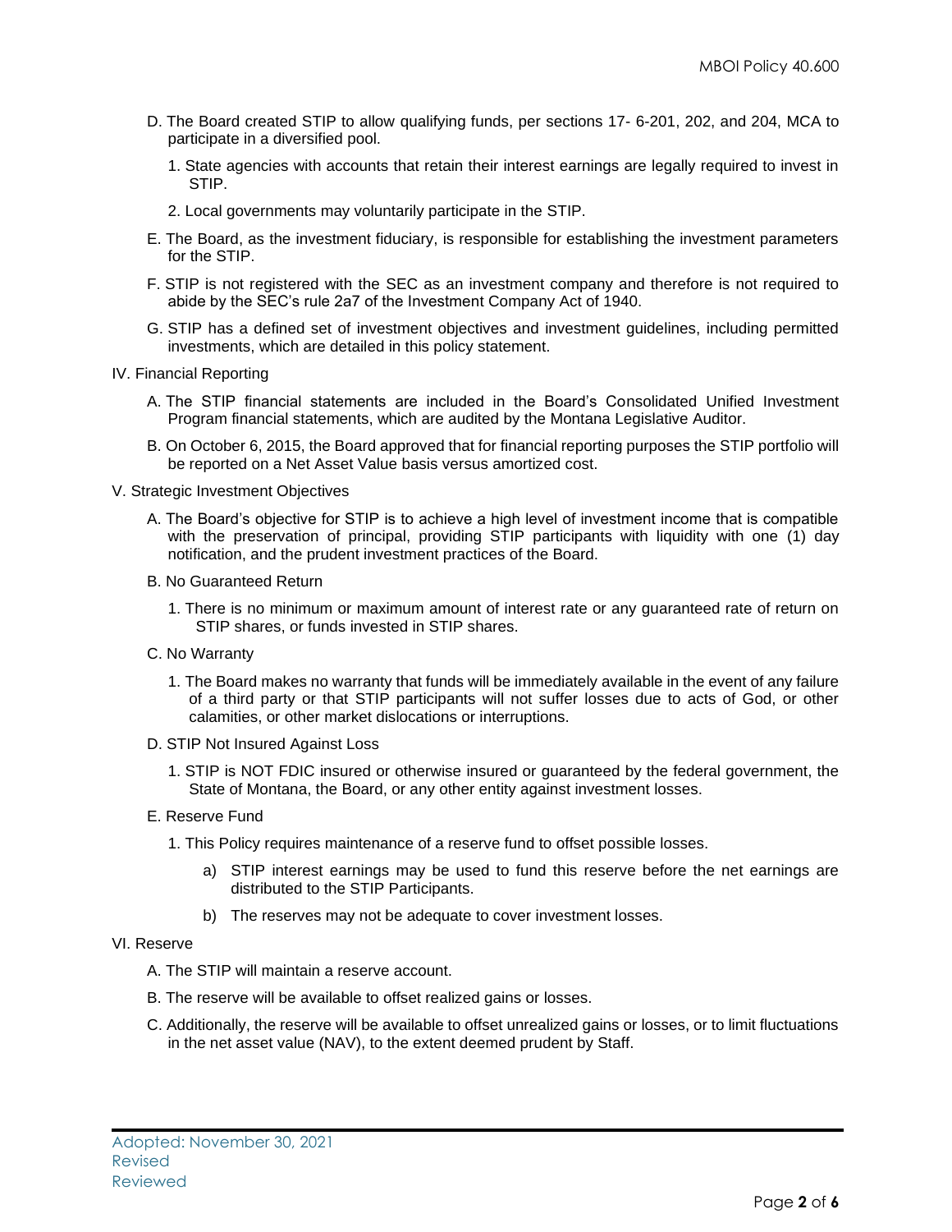D. The Board created STIP to allow qualifying funds, per sections 17- 6-201, 202, and 204, MCA to participate in a diversified pool.

   1. State agencies with accounts that retain their interest earnings are legally required to invest in STIP.

   2. Local governments may voluntarily participate in the STIP.

E. The Board, as the investment fiduciary, is responsible for establishing the investment parameters for the STIP.

F. STIP is not registered with the SEC as an investment company and therefore is not required to abide by the SEC's rule 2a7 of the Investment Company Act of 1940.

G. STIP has a defined set of investment objectives and investment guidelines, including permitted investments, which are detailed in this policy statement.

IV. Financial Reporting

A. The STIP financial statements are included in the Board's Consolidated Unified Investment Program financial statements, which are audited by the Montana Legislative Auditor.

B. On October 6, 2015, the Board approved that for financial reporting purposes the STIP portfolio will be reported on a Net Asset Value basis versus amortized cost.

V. Strategic Investment Objectives

A. The Board's objective for STIP is to achieve a high level of investment income that is compatible with the preservation of principal, providing STIP participants with liquidity with one (1) day notification, and the prudent investment practices of the Board.

B. No Guaranteed Return

   1. There is no minimum or maximum amount of interest rate or any guaranteed rate of return on STIP shares, or funds invested in STIP shares.

C. No Warranty

   1. The Board makes no warranty that funds will be immediately available in the event of any failure of a third party or that STIP participants will not suffer losses due to acts of God, or other calamities, or other market dislocations or interruptions.

D. STIP Not Insured Against Loss

   1. STIP is NOT FDIC insured or otherwise insured or guaranteed by the federal government, the State of Montana, the Board, or any other entity against investment losses.

E. Reserve Fund

   1. This Policy requires maintenance of a reserve fund to offset possible losses.

      a) STIP interest earnings may be used to fund this reserve before the net earnings are distributed to the STIP Participants.

      b) The reserves may not be adequate to cover investment losses.

VI. Reserve

A. The STIP will maintain a reserve account.

B. The reserve will be available to offset realized gains or losses.

C. Additionally, the reserve will be available to offset unrealized gains or losses, or to limit fluctuations in the net asset value (NAV), to the extent deemed prudent by Staff.

Adopted: November 30, 2021
Revised
Reviewed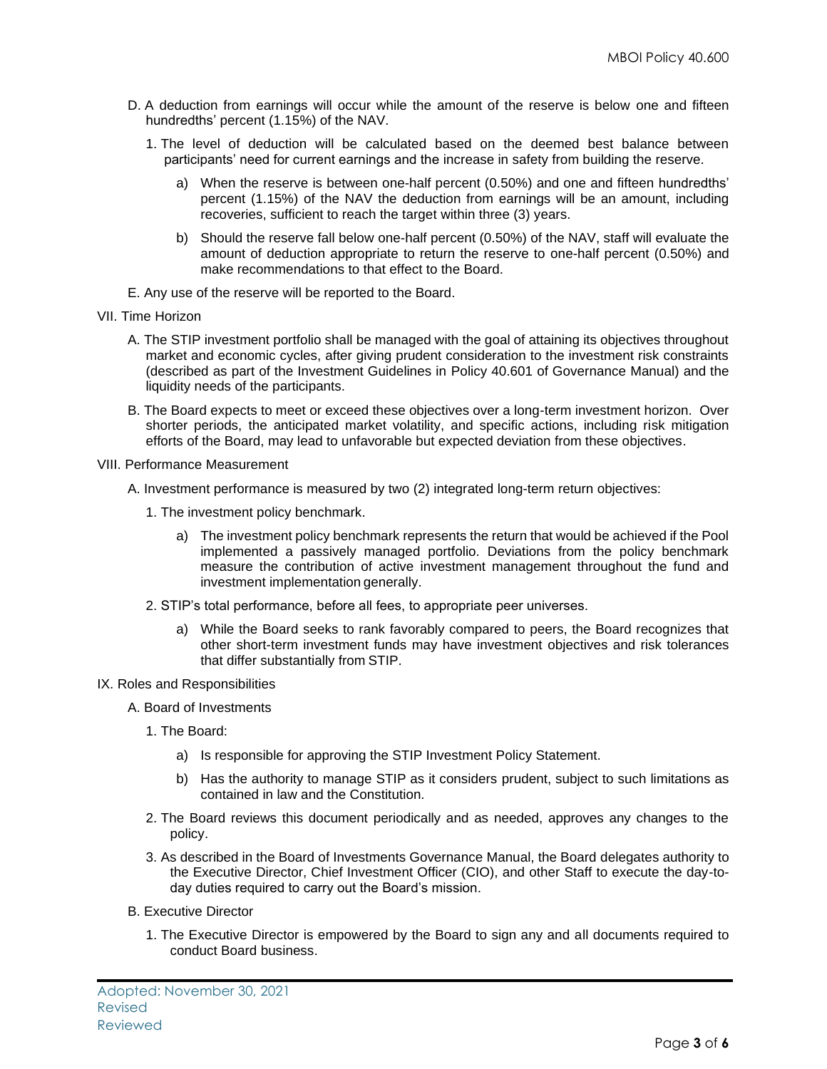D. A deduction from earnings will occur while the amount of the reserve is below one and fifteen hundredths' percent (1.15%) of the NAV.

   1. The level of deduction will be calculated based on the deemed best balance between participants' need for current earnings and the increase in safety from building the reserve.

      a) When the reserve is between one-half percent (0.50%) and one and fifteen hundredths' percent (1.15%) of the NAV the deduction from earnings will be an amount, including recoveries, sufficient to reach the target within three (3) years.

      b) Should the reserve fall below one-half percent (0.50%) of the NAV, staff will evaluate the amount of deduction appropriate to return the reserve to one-half percent (0.50%) and make recommendations to that effect to the Board.

E. Any use of the reserve will be reported to the Board.

VII. Time Horizon

A. The STIP investment portfolio shall be managed with the goal of attaining its objectives throughout market and economic cycles, after giving prudent consideration to the investment risk constraints (described as part of the Investment Guidelines in Policy 40.601 of Governance Manual) and the liquidity needs of the participants.

B. The Board expects to meet or exceed these objectives over a long-term investment horizon. Over shorter periods, the anticipated market volatility, and specific actions, including risk mitigation efforts of the Board, may lead to unfavorable but expected deviation from these objectives.

VIII. Performance Measurement

A. Investment performance is measured by two (2) integrated long-term return objectives:

   1. The investment policy benchmark.

      a) The investment policy benchmark represents the return that would be achieved if the Pool implemented a passively managed portfolio. Deviations from the policy benchmark measure the contribution of active investment management throughout the fund and investment implementation generally.

   2. STIP's total performance, before all fees, to appropriate peer universes.

      a) While the Board seeks to rank favorably compared to peers, the Board recognizes that other short-term investment funds may have investment objectives and risk tolerances that differ substantially from STIP.

IX. Roles and Responsibilities

A. Board of Investments

   1. The Board:

      a) Is responsible for approving the STIP Investment Policy Statement.

      b) Has the authority to manage STIP as it considers prudent, subject to such limitations as contained in law and the Constitution.

   2. The Board reviews this document periodically and as needed, approves any changes to the policy.

   3. As described in the Board of Investments Governance Manual, the Board delegates authority to the Executive Director, Chief Investment Officer (CIO), and other Staff to execute the day-to-day duties required to carry out the Board's mission.

B. Executive Director

   1. The Executive Director is empowered by the Board to sign any and all documents required to conduct Board business.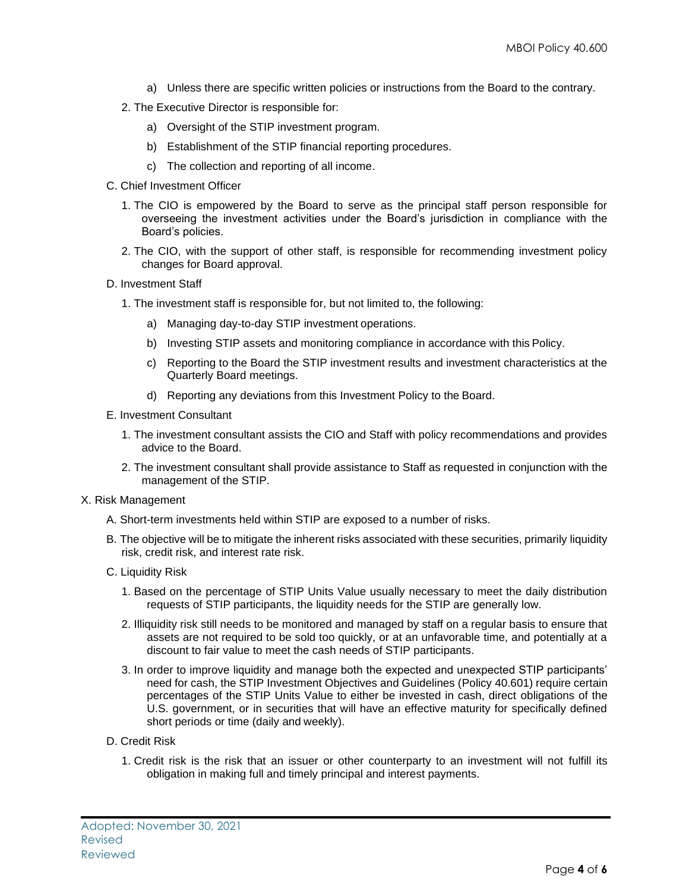a) Unless there are specific written policies or instructions from the Board to the contrary.

2. The Executive Director is responsible for:

   a) Oversight of the STIP investment program.

   b) Establishment of the STIP financial reporting procedures.

   c) The collection and reporting of all income.

C. Chief Investment Officer

1. The CIO is empowered by the Board to serve as the principal staff person responsible for overseeing the investment activities under the Board's jurisdiction in compliance with the Board's policies.

2. The CIO, with the support of other staff, is responsible for recommending investment policy changes for Board approval.

D. Investment Staff

1. The investment staff is responsible for, but not limited to, the following:

   a) Managing day-to-day STIP investment operations.

   b) Investing STIP assets and monitoring compliance in accordance with this Policy.

   c) Reporting to the Board the STIP investment results and investment characteristics at the Quarterly Board meetings.

   d) Reporting any deviations from this Investment Policy to the Board.

E. Investment Consultant

1. The investment consultant assists the CIO and Staff with policy recommendations and provides advice to the Board.

2. The investment consultant shall provide assistance to Staff as requested in conjunction with the management of the STIP.

X. Risk Management

A. Short-term investments held within STIP are exposed to a number of risks.

B. The objective will be to mitigate the inherent risks associated with these securities, primarily liquidity risk, credit risk, and interest rate risk.

C. Liquidity Risk

1. Based on the percentage of STIP Units Value usually necessary to meet the daily distribution requests of STIP participants, the liquidity needs for the STIP are generally low.

2. Illiquidity risk still needs to be monitored and managed by staff on a regular basis to ensure that assets are not required to be sold too quickly, or at an unfavorable time, and potentially at a discount to fair value to meet the cash needs of STIP participants.

3. In order to improve liquidity and manage both the expected and unexpected STIP participants' need for cash, the STIP Investment Objectives and Guidelines (Policy 40.601) require certain percentages of the STIP Units Value to either be invested in cash, direct obligations of the U.S. government, or in securities that will have an effective maturity for specifically defined short periods or time (daily and weekly).

D. Credit Risk

1. Credit risk is the risk that an issuer or other counterparty to an investment will not fulfill its obligation in making full and timely principal and interest payments.

Adopted: November 30, 2021
Revised
Reviewed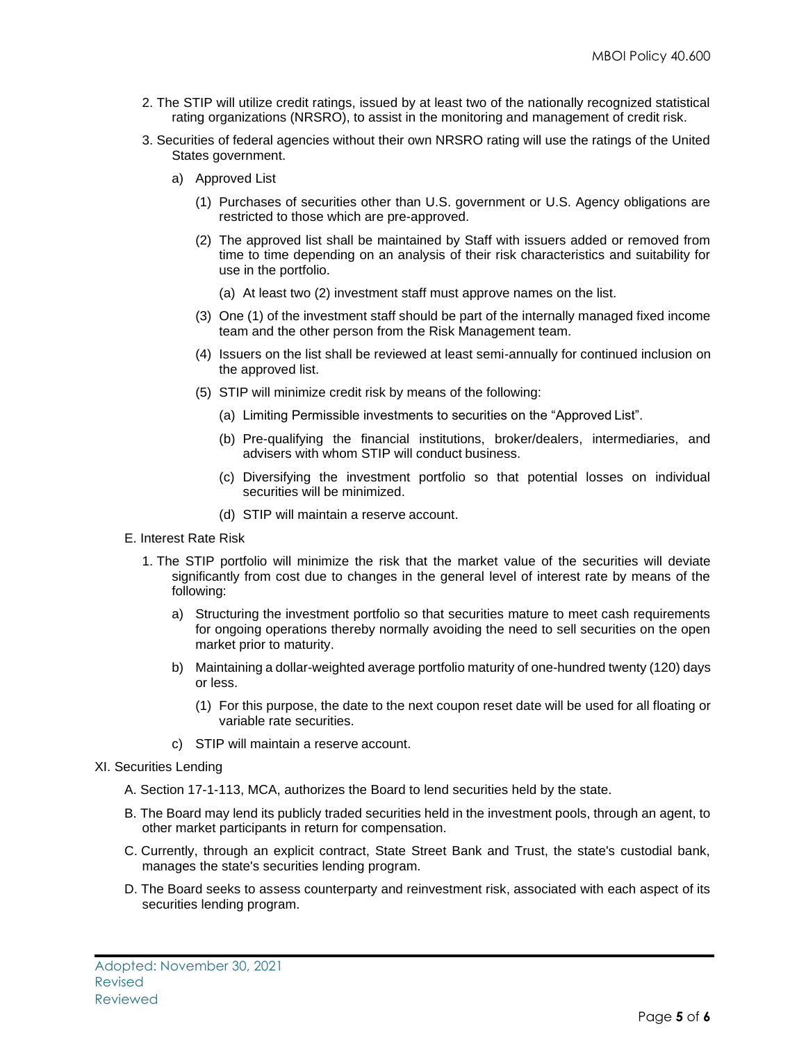2. The STIP will utilize credit ratings, issued by at least two of the nationally recognized statistical rating organizations (NRSRO), to assist in the monitoring and management of credit risk.
3. Securities of federal agencies without their own NRSRO rating will use the ratings of the United States government.
   - a) Approved List
     - (1) Purchases of securities other than U.S. government or U.S. Agency obligations are restricted to those which are pre-approved.
     - (2) The approved list shall be maintained by Staff with issuers added or removed from time to time depending on an analysis of their risk characteristics and suitability for use in the portfolio.
       - (a) At least two (2) investment staff must approve names on the list.
     - (3) One (1) of the investment staff should be part of the internally managed fixed income team and the other person from the Risk Management team.
     - (4) Issuers on the list shall be reviewed at least semi-annually for continued inclusion on the approved list.
     - (5) STIP will minimize credit risk by means of the following:
       - (a) Limiting Permissible investments to securities on the "Approved List".
       - (b) Pre-qualifying the financial institutions, broker/dealers, intermediaries, and advisers with whom STIP will conduct business.
       - (c) Diversifying the investment portfolio so that potential losses on individual securities will be minimized.
       - (d) STIP will maintain a reserve account.

E. Interest Rate Risk

1. The STIP portfolio will minimize the risk that the market value of the securities will deviate significantly from cost due to changes in the general level of interest rate by means of the following:
   - a) Structuring the investment portfolio so that securities mature to meet cash requirements for ongoing operations thereby normally avoiding the need to sell securities on the open market prior to maturity.
   - b) Maintaining a dollar-weighted average portfolio maturity of one-hundred twenty (120) days or less.
     - (1) For this purpose, the date to the next coupon reset date will be used for all floating or variable rate securities.
   - c) STIP will maintain a reserve account.

XI. Securities Lending

A. Section 17-1-113, MCA, authorizes the Board to lend securities held by the state.

B. The Board may lend its publicly traded securities held in the investment pools, through an agent, to other market participants in return for compensation.

C. Currently, through an explicit contract, State Street Bank and Trust, the state's custodial bank, manages the state's securities lending program.

D. The Board seeks to assess counterparty and reinvestment risk, associated with each aspect of its securities lending program.

Adopted: November 30, 2021
Revised
Reviewed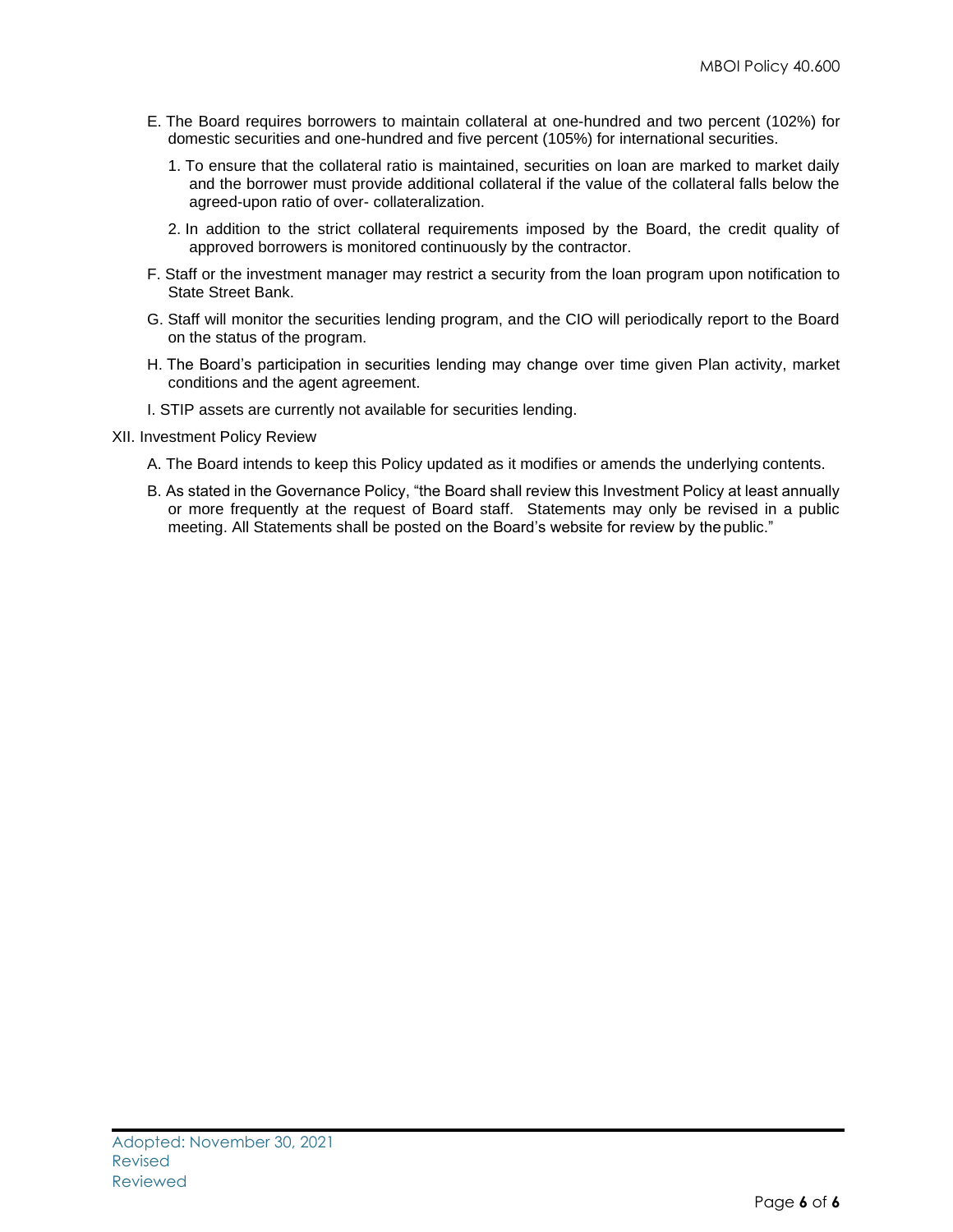E. The Board requires borrowers to maintain collateral at one-hundred and two percent (102%) for domestic securities and one-hundred and five percent (105%) for international securities.

   1. To ensure that the collateral ratio is maintained, securities on loan are marked to market daily and the borrower must provide additional collateral if the value of the collateral falls below the agreed-upon ratio of over- collateralization.

   2. In addition to the strict collateral requirements imposed by the Board, the credit quality of approved borrowers is monitored continuously by the contractor.

F. Staff or the investment manager may restrict a security from the loan program upon notification to State Street Bank.

G. Staff will monitor the securities lending program, and the CIO will periodically report to the Board on the status of the program.

H. The Board's participation in securities lending may change over time given Plan activity, market conditions and the agent agreement.

I. STIP assets are currently not available for securities lending.

XII. Investment Policy Review

A. The Board intends to keep this Policy updated as it modifies or amends the underlying contents.

B. As stated in the Governance Policy, "the Board shall review this Investment Policy at least annually or more frequently at the request of Board staff. Statements may only be revised in a public meeting. All Statements shall be posted on the Board's website for review by the public."

Adopted: November 30, 2021
Revised
Reviewed